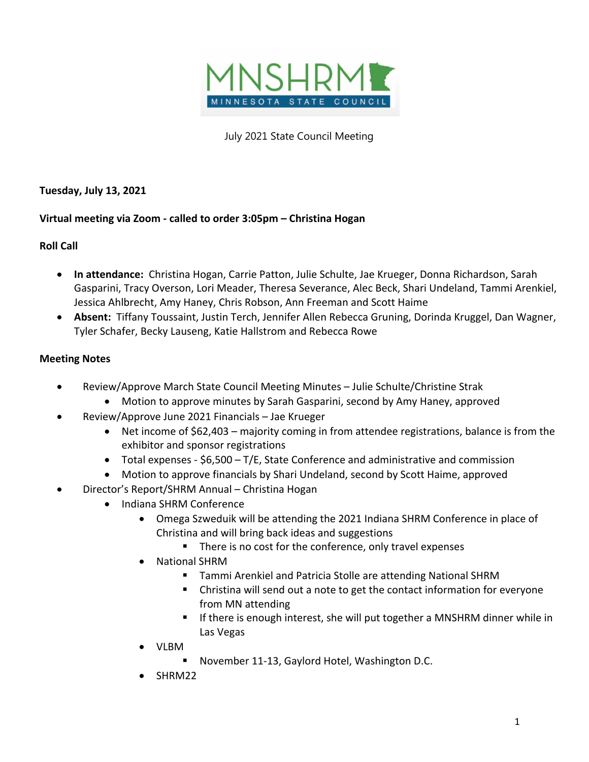MNSHRM MINNESOTA STATE COUNCIL

July 2021 State Council Meeting

**Tuesday, July 13, 2021**

**Virtual meeting via Zoom - called to order 3:05pm – Christina Hogan**

**Roll Call**

- **In attendance:** Christina Hogan, Carrie Patton, Julie Schulte, Jae Krueger, Donna Richardson, Sarah Gasparini, Tracy Overson, Lori Meader, Theresa Severance, Alec Beck, Shari Undeland, Tammi Arenkiel, Jessica Ahlbrecht, Amy Haney, Chris Robson, Ann Freeman and Scott Haime
- **Absent:** Tiffany Toussaint, Justin Terch, Jennifer Allen Rebecca Gruning, Dorinda Kruggel, Dan Wagner, Tyler Schafer, Becky Lauseng, Katie Hallstrom and Rebecca Rowe

**Meeting Notes**

- Review/Approve March State Council Meeting Minutes – Julie Schulte/Christine Strak
  - Motion to approve minutes by Sarah Gasparini, second by Amy Haney, approved
- Review/Approve June 2021 Financials – Jae Krueger
  - Net income of $62,403 – majority coming in from attendee registrations, balance is from the exhibitor and sponsor registrations
  - Total expenses - $6,500 – T/E, State Conference and administrative and commission
  - Motion to approve financials by Shari Undeland, second by Scott Haime, approved
- Director's Report/SHRM Annual – Christina Hogan
  - Indiana SHRM Conference
    - Omega Szweduik will be attending the 2021 Indiana SHRM Conference in place of Christina and will bring back ideas and suggestions
      - There is no cost for the conference, only travel expenses
    - National SHRM
      - Tammi Arenkiel and Patricia Stolle are attending National SHRM
      - Christina will send out a note to get the contact information for everyone from MN attending
      - If there is enough interest, she will put together a MNSHRM dinner while in Las Vegas
    - VLBM
      - November 11-13, Gaylord Hotel, Washington D.C.
    - SHRM22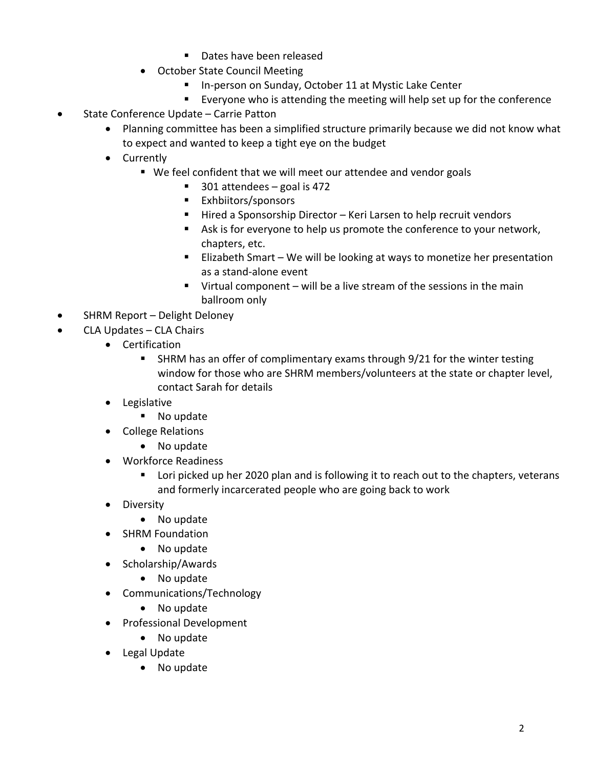- Dates have been released
    - October State Council Meeting
        - In-person on Sunday, October 11 at Mystic Lake Center
        - Everyone who is attending the meeting will help set up for the conference
- State Conference Update – Carrie Patton
    - Planning committee has been a simplified structure primarily because we did not know what to expect and wanted to keep a tight eye on the budget
    - Currently
        - We feel confident that we will meet our attendee and vendor goals
            - 301 attendees – goal is 472
            - Exhbiitors/sponsors
            - Hired a Sponsorship Director – Keri Larsen to help recruit vendors
            - Ask is for everyone to help us promote the conference to your network, chapters, etc.
            - Elizabeth Smart – We will be looking at ways to monetize her presentation as a stand-alone event
            - Virtual component – will be a live stream of the sessions in the main ballroom only
- SHRM Report – Delight Deloney
- CLA Updates – CLA Chairs
    - Certification
        - SHRM has an offer of complimentary exams through 9/21 for the winter testing window for those who are SHRM members/volunteers at the state or chapter level, contact Sarah for details
    - Legislative
        - No update
    - College Relations
        - No update
    - Workforce Readiness
        - Lori picked up her 2020 plan and is following it to reach out to the chapters, veterans and formerly incarcerated people who are going back to work
    - Diversity
        - No update
    - SHRM Foundation
        - No update
    - Scholarship/Awards
        - No update
    - Communications/Technology
        - No update
    - Professional Development
        - No update
    - Legal Update
        - No update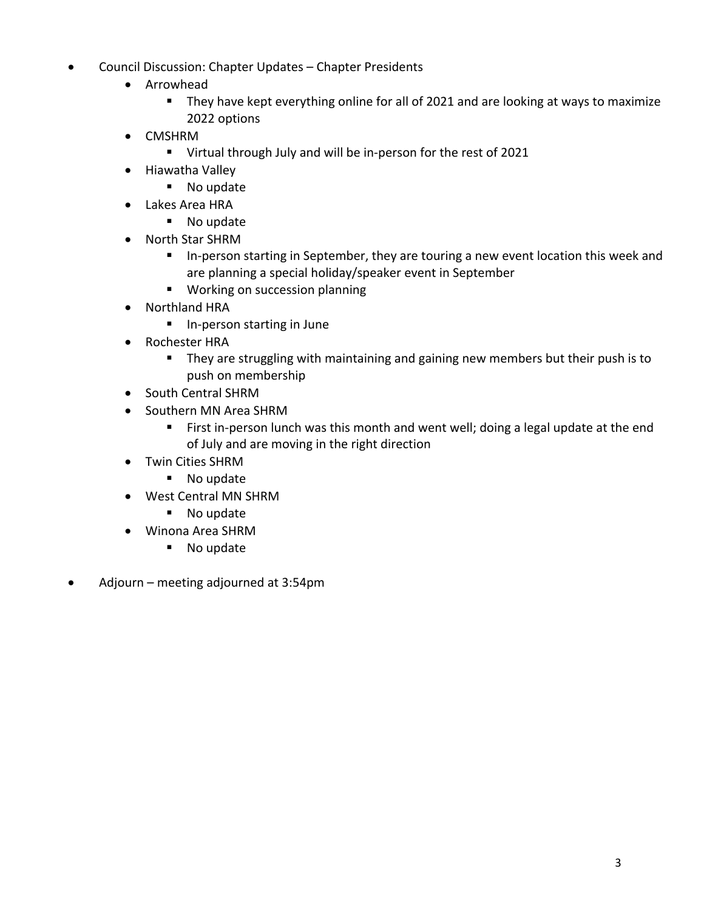- Council Discussion: Chapter Updates – Chapter Presidents
  - Arrowhead
    - They have kept everything online for all of 2021 and are looking at ways to maximize 2022 options
  - CMSHRM
    - Virtual through July and will be in-person for the rest of 2021
  - Hiawatha Valley
    - No update
  - Lakes Area HRA
    - No update
  - North Star SHRM
    - In-person starting in September, they are touring a new event location this week and are planning a special holiday/speaker event in September
    - Working on succession planning
  - Northland HRA
    - In-person starting in June
  - Rochester HRA
    - They are struggling with maintaining and gaining new members but their push is to push on membership
  - South Central SHRM
  - Southern MN Area SHRM
    - First in-person lunch was this month and went well; doing a legal update at the end of July and are moving in the right direction
  - Twin Cities SHRM
    - No update
  - West Central MN SHRM
    - No update
  - Winona Area SHRM
    - No update

- Adjourn – meeting adjourned at 3:54pm